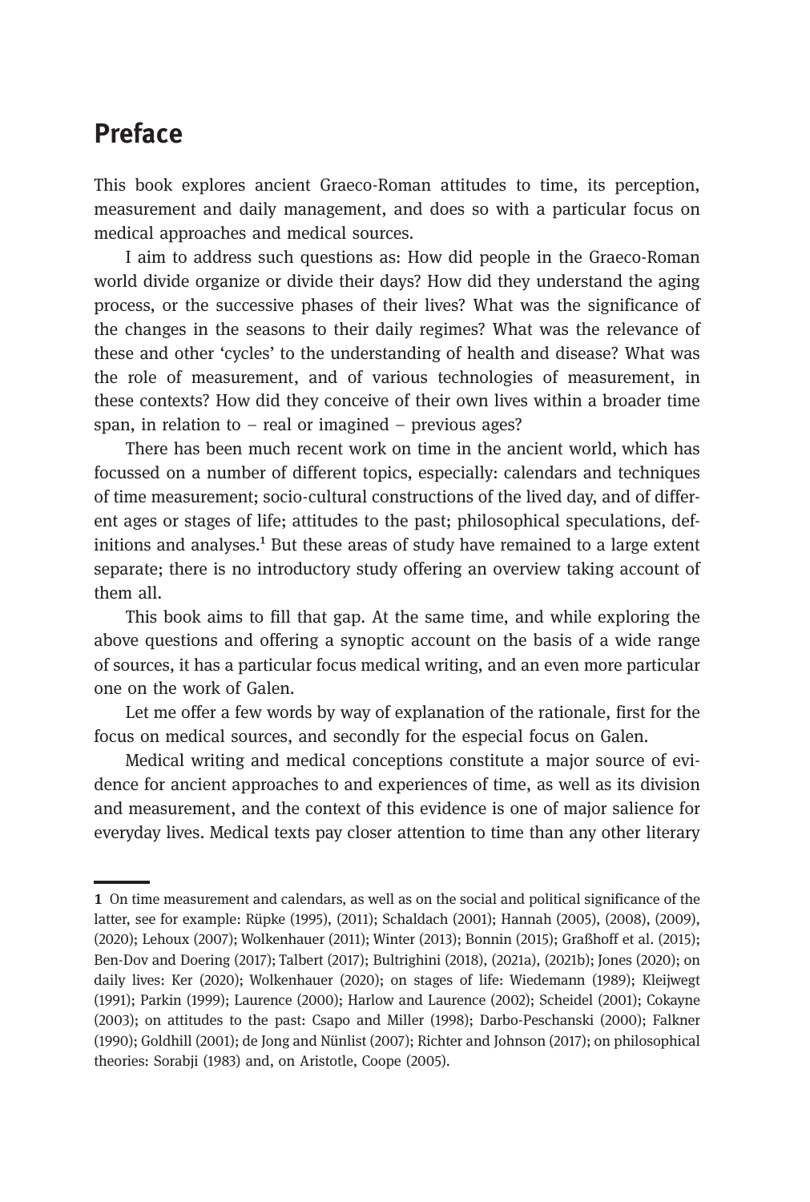# Preface

This book explores ancient Graeco-Roman attitudes to time, its perception, measurement and daily management, and does so with a particular focus on medical approaches and medical sources.

I aim to address such questions as: How did people in the Graeco-Roman world divide organize or divide their days? How did they understand the aging process, or the successive phases of their lives? What was the significance of the changes in the seasons to their daily regimes? What was the relevance of these and other 'cycles' to the understanding of health and disease? What was the role of measurement, and of various technologies of measurement, in these contexts? How did they conceive of their own lives within a broader time span, in relation to – real or imagined – previous ages?

There has been much recent work on time in the ancient world, which has focussed on a number of different topics, especially: calendars and techniques of time measurement; socio-cultural constructions of the lived day, and of different ages or stages of life; attitudes to the past; philosophical speculations, definitions and analyses.[1] But these areas of study have remained to a large extent separate; there is no introductory study offering an overview taking account of them all.

This book aims to fill that gap. At the same time, and while exploring the above questions and offering a synoptic account on the basis of a wide range of sources, it has a particular focus medical writing, and an even more particular one on the work of Galen.

Let me offer a few words by way of explanation of the rationale, first for the focus on medical sources, and secondly for the especial focus on Galen.

Medical writing and medical conceptions constitute a major source of evidence for ancient approaches to and experiences of time, as well as its division and measurement, and the context of this evidence is one of major salience for everyday lives. Medical texts pay closer attention to time than any other literary

---

**1** On time measurement and calendars, as well as on the social and political significance of the latter, see for example: Rüpke (1995), (2011); Schaldach (2001); Hannah (2005), (2008), (2009), (2020); Lehoux (2007); Wolkenhauer (2011); Winter (2013); Bonnin (2015); Graßhoff et al. (2015); Ben-Dov and Doering (2017); Talbert (2017); Bultrighini (2018), (2021a), (2021b); Jones (2020); on daily lives: Ker (2020); Wolkenhauer (2020); on stages of life: Wiedemann (1989); Kleijwegt (1991); Parkin (1999); Laurence (2000); Harlow and Laurence (2002); Scheidel (2001); Cokayne (2003); on attitudes to the past: Csapo and Miller (1998); Darbo-Peschanski (2000); Falkner (1990); Goldhill (2001); de Jong and Nünlist (2007); Richter and Johnson (2017); on philosophical theories: Sorabji (1983) and, on Aristotle, Coope (2005).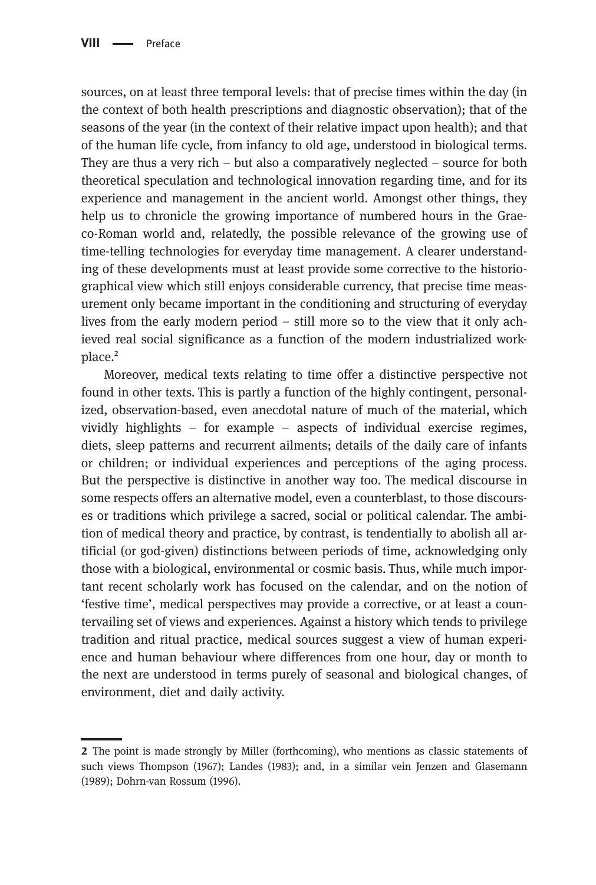sources, on at least three temporal levels: that of precise times within the day (in the context of both health prescriptions and diagnostic observation); that of the seasons of the year (in the context of their relative impact upon health); and that of the human life cycle, from infancy to old age, understood in biological terms. They are thus a very rich – but also a comparatively neglected – source for both theoretical speculation and technological innovation regarding time, and for its experience and management in the ancient world. Amongst other things, they help us to chronicle the growing importance of numbered hours in the Graeco-Roman world and, relatedly, the possible relevance of the growing use of time-telling technologies for everyday time management. A clearer understanding of these developments must at least provide some corrective to the historiographical view which still enjoys considerable currency, that precise time measurement only became important in the conditioning and structuring of everyday lives from the early modern period – still more so to the view that it only achieved real social significance as a function of the modern industrialized workplace.[2]

Moreover, medical texts relating to time offer a distinctive perspective not found in other texts. This is partly a function of the highly contingent, personalized, observation-based, even anecdotal nature of much of the material, which vividly highlights – for example – aspects of individual exercise regimes, diets, sleep patterns and recurrent ailments; details of the daily care of infants or children; or individual experiences and perceptions of the aging process. But the perspective is distinctive in another way too. The medical discourse in some respects offers an alternative model, even a counterblast, to those discourses or traditions which privilege a sacred, social or political calendar. The ambition of medical theory and practice, by contrast, is tendentially to abolish all artificial (or god-given) distinctions between periods of time, acknowledging only those with a biological, environmental or cosmic basis. Thus, while much important recent scholarly work has focused on the calendar, and on the notion of 'festive time', medical perspectives may provide a corrective, or at least a countervailing set of views and experiences. Against a history which tends to privilege tradition and ritual practice, medical sources suggest a view of human experience and human behaviour where differences from one hour, day or month to the next are understood in terms purely of seasonal and biological changes, of environment, diet and daily activity.

---

**2** The point is made strongly by Miller (forthcoming), who mentions as classic statements of such views Thompson (1967); Landes (1983); and, in a similar vein Jenzen and Glasemann (1989); Dohrn-van Rossum (1996).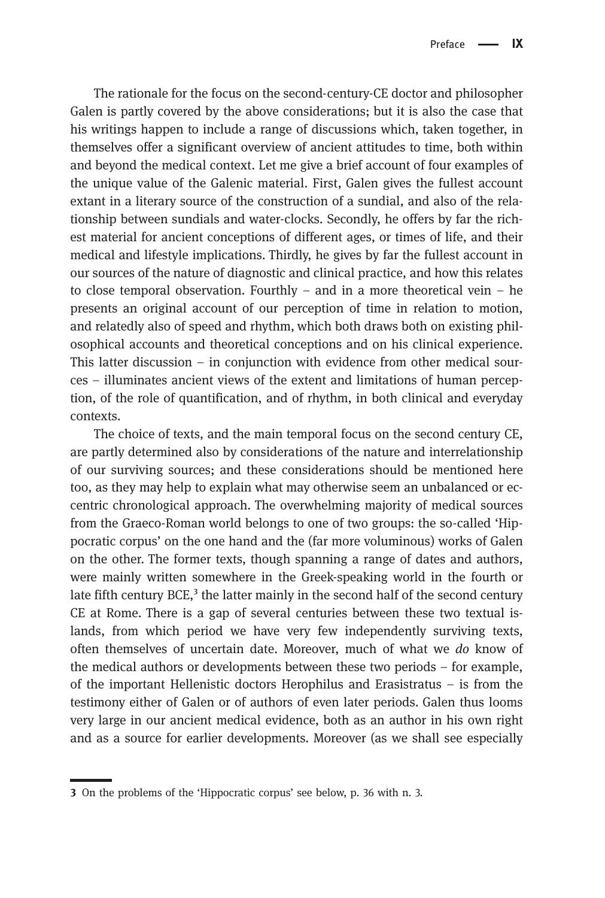The rationale for the focus on the second-century-CE doctor and philosopher Galen is partly covered by the above considerations; but it is also the case that his writings happen to include a range of discussions which, taken together, in themselves offer a significant overview of ancient attitudes to time, both within and beyond the medical context. Let me give a brief account of four examples of the unique value of the Galenic material. First, Galen gives the fullest account extant in a literary source of the construction of a sundial, and also of the relationship between sundials and water-clocks. Secondly, he offers by far the richest material for ancient conceptions of different ages, or times of life, and their medical and lifestyle implications. Thirdly, he gives by far the fullest account in our sources of the nature of diagnostic and clinical practice, and how this relates to close temporal observation. Fourthly – and in a more theoretical vein – he presents an original account of our perception of time in relation to motion, and relatedly also of speed and rhythm, which both draws both on existing philosophical accounts and theoretical conceptions and on his clinical experience. This latter discussion – in conjunction with evidence from other medical sources – illuminates ancient views of the extent and limitations of human perception, of the role of quantification, and of rhythm, in both clinical and everyday contexts.

The choice of texts, and the main temporal focus on the second century CE, are partly determined also by considerations of the nature and interrelationship of our surviving sources; and these considerations should be mentioned here too, as they may help to explain what may otherwise seem an unbalanced or eccentric chronological approach. The overwhelming majority of medical sources from the Graeco-Roman world belongs to one of two groups: the so-called 'Hippocratic corpus' on the one hand and the (far more voluminous) works of Galen on the other. The former texts, though spanning a range of dates and authors, were mainly written somewhere in the Greek-speaking world in the fourth or late fifth century BCE,[3] the latter mainly in the second half of the second century CE at Rome. There is a gap of several centuries between these two textual islands, from which period we have very few independently surviving texts, often themselves of uncertain date. Moreover, much of what we *do* know of the medical authors or developments between these two periods – for example, of the important Hellenistic doctors Herophilus and Erasistratus – is from the testimony either of Galen or of authors of even later periods. Galen thus looms very large in our ancient medical evidence, both as an author in his own right and as a source for earlier developments. Moreover (as we shall see especially

---

**3** On the problems of the 'Hippocratic corpus' see below, p. 36 with n. 3.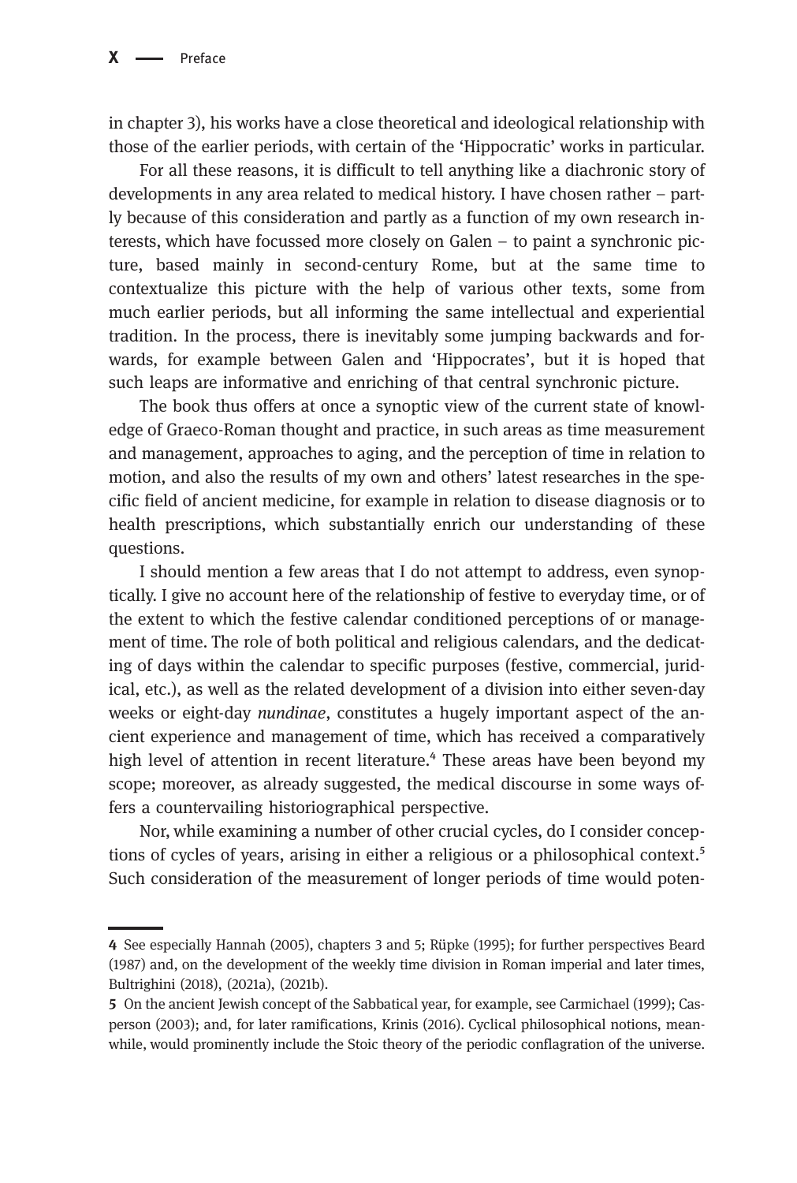in chapter 3), his works have a close theoretical and ideological relationship with those of the earlier periods, with certain of the 'Hippocratic' works in particular.

For all these reasons, it is difficult to tell anything like a diachronic story of developments in any area related to medical history. I have chosen rather – partly because of this consideration and partly as a function of my own research interests, which have focussed more closely on Galen – to paint a synchronic picture, based mainly in second-century Rome, but at the same time to contextualize this picture with the help of various other texts, some from much earlier periods, but all informing the same intellectual and experiential tradition. In the process, there is inevitably some jumping backwards and forwards, for example between Galen and 'Hippocrates', but it is hoped that such leaps are informative and enriching of that central synchronic picture.

The book thus offers at once a synoptic view of the current state of knowledge of Graeco-Roman thought and practice, in such areas as time measurement and management, approaches to aging, and the perception of time in relation to motion, and also the results of my own and others' latest researches in the specific field of ancient medicine, for example in relation to disease diagnosis or to health prescriptions, which substantially enrich our understanding of these questions.

I should mention a few areas that I do not attempt to address, even synoptically. I give no account here of the relationship of festive to everyday time, or of the extent to which the festive calendar conditioned perceptions of or management of time. The role of both political and religious calendars, and the dedicating of days within the calendar to specific purposes (festive, commercial, juridical, etc.), as well as the related development of a division into either seven-day weeks or eight-day *nundinae*, constitutes a hugely important aspect of the ancient experience and management of time, which has received a comparatively high level of attention in recent literature.[4] These areas have been beyond my scope; moreover, as already suggested, the medical discourse in some ways offers a countervailing historiographical perspective.

Nor, while examining a number of other crucial cycles, do I consider conceptions of cycles of years, arising in either a religious or a philosophical context.[5] Such consideration of the measurement of longer periods of time would poten-

---

4 See especially Hannah (2005), chapters 3 and 5; Rüpke (1995); for further perspectives Beard (1987) and, on the development of the weekly time division in Roman imperial and later times, Bultrighini (2018), (2021a), (2021b).

5 On the ancient Jewish concept of the Sabbatical year, for example, see Carmichael (1999); Casperson (2003); and, for later ramifications, Krinis (2016). Cyclical philosophical notions, meanwhile, would prominently include the Stoic theory of the periodic conflagration of the universe.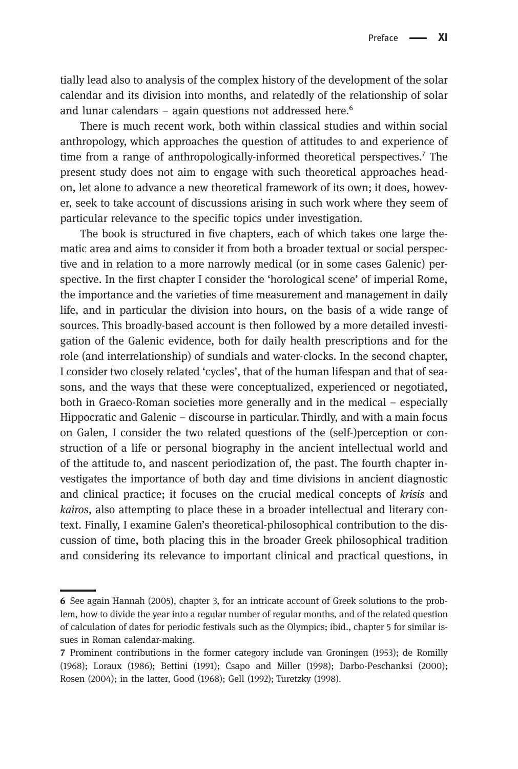tially lead also to analysis of the complex history of the development of the solar calendar and its division into months, and relatedly of the relationship of solar and lunar calendars – again questions not addressed here.[6]

There is much recent work, both within classical studies and within social anthropology, which approaches the question of attitudes to and experience of time from a range of anthropologically-informed theoretical perspectives.[7] The present study does not aim to engage with such theoretical approaches head-on, let alone to advance a new theoretical framework of its own; it does, however, seek to take account of discussions arising in such work where they seem of particular relevance to the specific topics under investigation.

The book is structured in five chapters, each of which takes one large thematic area and aims to consider it from both a broader textual or social perspective and in relation to a more narrowly medical (or in some cases Galenic) perspective. In the first chapter I consider the 'horological scene' of imperial Rome, the importance and the varieties of time measurement and management in daily life, and in particular the division into hours, on the basis of a wide range of sources. This broadly-based account is then followed by a more detailed investigation of the Galenic evidence, both for daily health prescriptions and for the role (and interrelationship) of sundials and water-clocks. In the second chapter, I consider two closely related 'cycles', that of the human lifespan and that of seasons, and the ways that these were conceptualized, experienced or negotiated, both in Graeco-Roman societies more generally and in the medical – especially Hippocratic and Galenic – discourse in particular. Thirdly, and with a main focus on Galen, I consider the two related questions of the (self-)perception or construction of a life or personal biography in the ancient intellectual world and of the attitude to, and nascent periodization of, the past. The fourth chapter investigates the importance of both day and time divisions in ancient diagnostic and clinical practice; it focuses on the crucial medical concepts of *krisis* and *kairos*, also attempting to place these in a broader intellectual and literary context. Finally, I examine Galen's theoretical-philosophical contribution to the discussion of time, both placing this in the broader Greek philosophical tradition and considering its relevance to important clinical and practical questions, in

---

**6** See again Hannah (2005), chapter 3, for an intricate account of Greek solutions to the problem, how to divide the year into a regular number of regular months, and of the related question of calculation of dates for periodic festivals such as the Olympics; ibid., chapter 5 for similar issues in Roman calendar-making.

**7** Prominent contributions in the former category include van Groningen (1953); de Romilly (1968); Loraux (1986); Bettini (1991); Csapo and Miller (1998); Darbo-Peschanksi (2000); Rosen (2004); in the latter, Good (1968); Gell (1992); Turetzky (1998).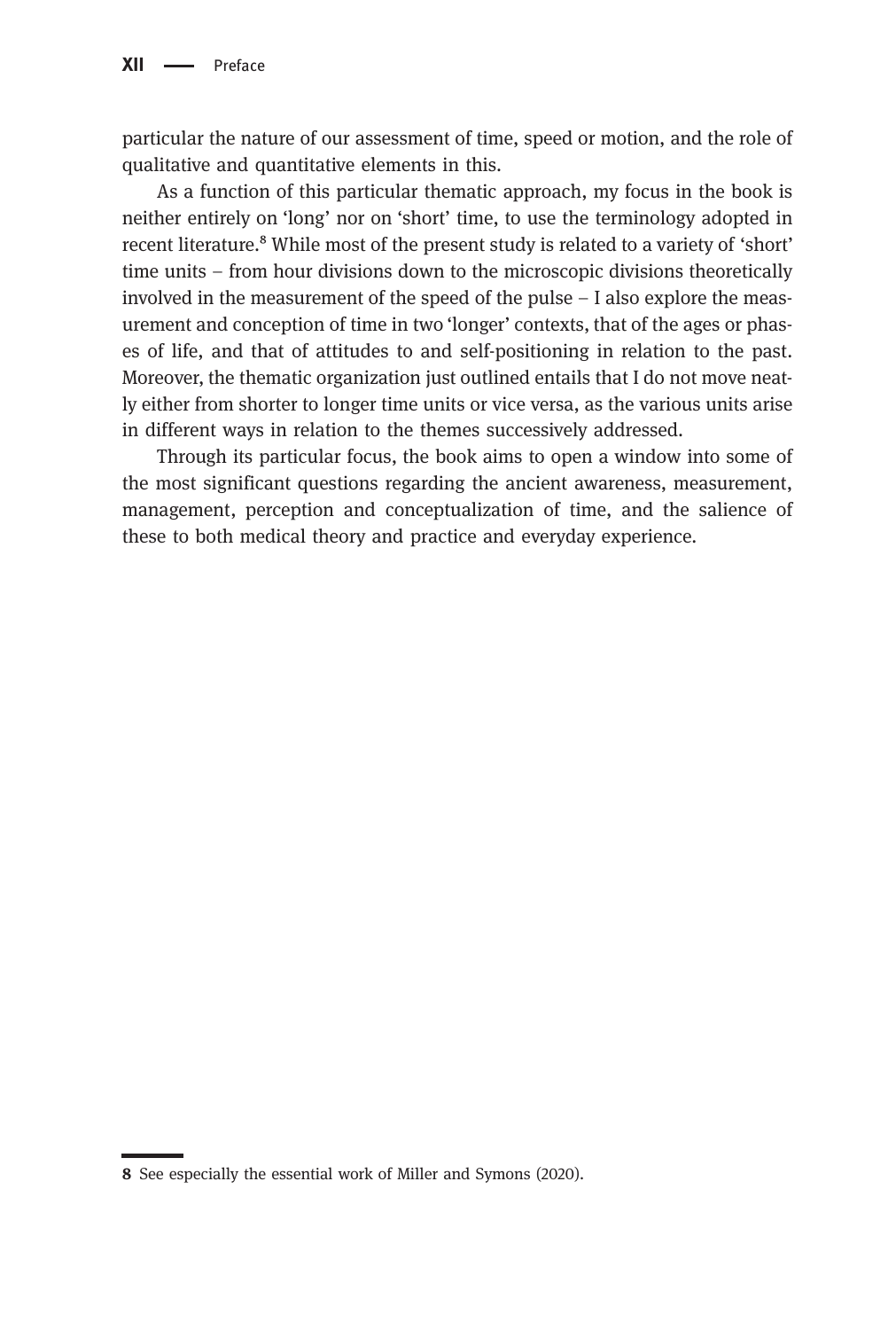particular the nature of our assessment of time, speed or motion, and the role of qualitative and quantitative elements in this.

As a function of this particular thematic approach, my focus in the book is neither entirely on 'long' nor on 'short' time, to use the terminology adopted in recent literature.[8] While most of the present study is related to a variety of 'short' time units – from hour divisions down to the microscopic divisions theoretically involved in the measurement of the speed of the pulse – I also explore the measurement and conception of time in two 'longer' contexts, that of the ages or phases of life, and that of attitudes to and self-positioning in relation to the past. Moreover, the thematic organization just outlined entails that I do not move neatly either from shorter to longer time units or vice versa, as the various units arise in different ways in relation to the themes successively addressed.

Through its particular focus, the book aims to open a window into some of the most significant questions regarding the ancient awareness, measurement, management, perception and conceptualization of time, and the salience of these to both medical theory and practice and everyday experience.

---

**8** See especially the essential work of Miller and Symons (2020).